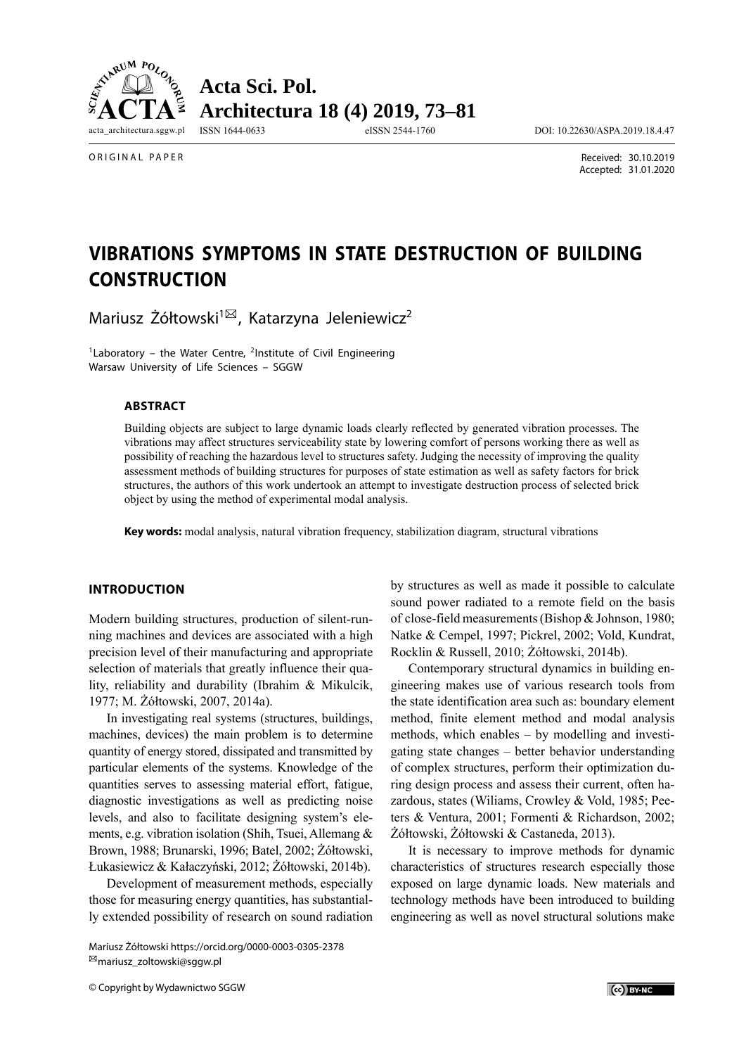ORIGINAL PAPER

Received: 30.10.2019
Accepted: 31.01.2020

# VIBRATIONS SYMPTOMS IN STATE DESTRUCTION OF BUILDING CONSTRUCTION

Mariusz Żółtowski[1]✉, Katarzyna Jeleniewicz[2]

[1]Laboratory – the Water Centre, [2]Institute of Civil Engineering
Warsaw University of Life Sciences – SGGW

### ABSTRACT

Building objects are subject to large dynamic loads clearly reflected by generated vibration processes. The vibrations may affect structures serviceability state by lowering comfort of persons working there as well as possibility of reaching the hazardous level to structures safety. Judging the necessity of improving the quality assessment methods of building structures for purposes of state estimation as well as safety factors for brick structures, the authors of this work undertook an attempt to investigate destruction process of selected brick object by using the method of experimental modal analysis.

**Key words:** modal analysis, natural vibration frequency, stabilization diagram, structural vibrations

## INTRODUCTION

Modern building structures, production of silent-running machines and devices are associated with a high precision level of their manufacturing and appropriate selection of materials that greatly influence their quality, reliability and durability (Ibrahim & Mikulcik, 1977; M. Żółtowski, 2007, 2014a).

In investigating real systems (structures, buildings, machines, devices) the main problem is to determine quantity of energy stored, dissipated and transmitted by particular elements of the systems. Knowledge of the quantities serves to assessing material effort, fatigue, diagnostic investigations as well as predicting noise levels, and also to facilitate designing system's elements, e.g. vibration isolation (Shih, Tsuei, Allemang & Brown, 1988; Brunarski, 1996; Batel, 2002; Żółtowski, Łukasiewicz & Kałaczyński, 2012; Żółtowski, 2014b).

Development of measurement methods, especially those for measuring energy quantities, has substantially extended possibility of research on sound radiation by structures as well as made it possible to calculate sound power radiated to a remote field on the basis of close-field measurements (Bishop & Johnson, 1980; Natke & Cempel, 1997; Pickrel, 2002; Vold, Kundrat, Rocklin & Russell, 2010; Żółtowski, 2014b).

Contemporary structural dynamics in building engineering makes use of various research tools from the state identification area such as: boundary element method, finite element method and modal analysis methods, which enables – by modelling and investigating state changes – better behavior understanding of complex structures, perform their optimization during design process and assess their current, often hazardous, states (Wiliams, Crowley & Vold, 1985; Peeters & Ventura, 2001; Formenti & Richardson, 2002; Żółtowski, Żółtowski & Castaneda, 2013).

It is necessary to improve methods for dynamic characteristics of structures research especially those exposed on large dynamic loads. New materials and technology methods have been introduced to building engineering as well as novel structural solutions make

Mariusz Żółtowski https://orcid.org/0000-0003-0305-2378
✉mariusz_zoltowski@sggw.pl

© Copyright by Wydawnictwo SGGW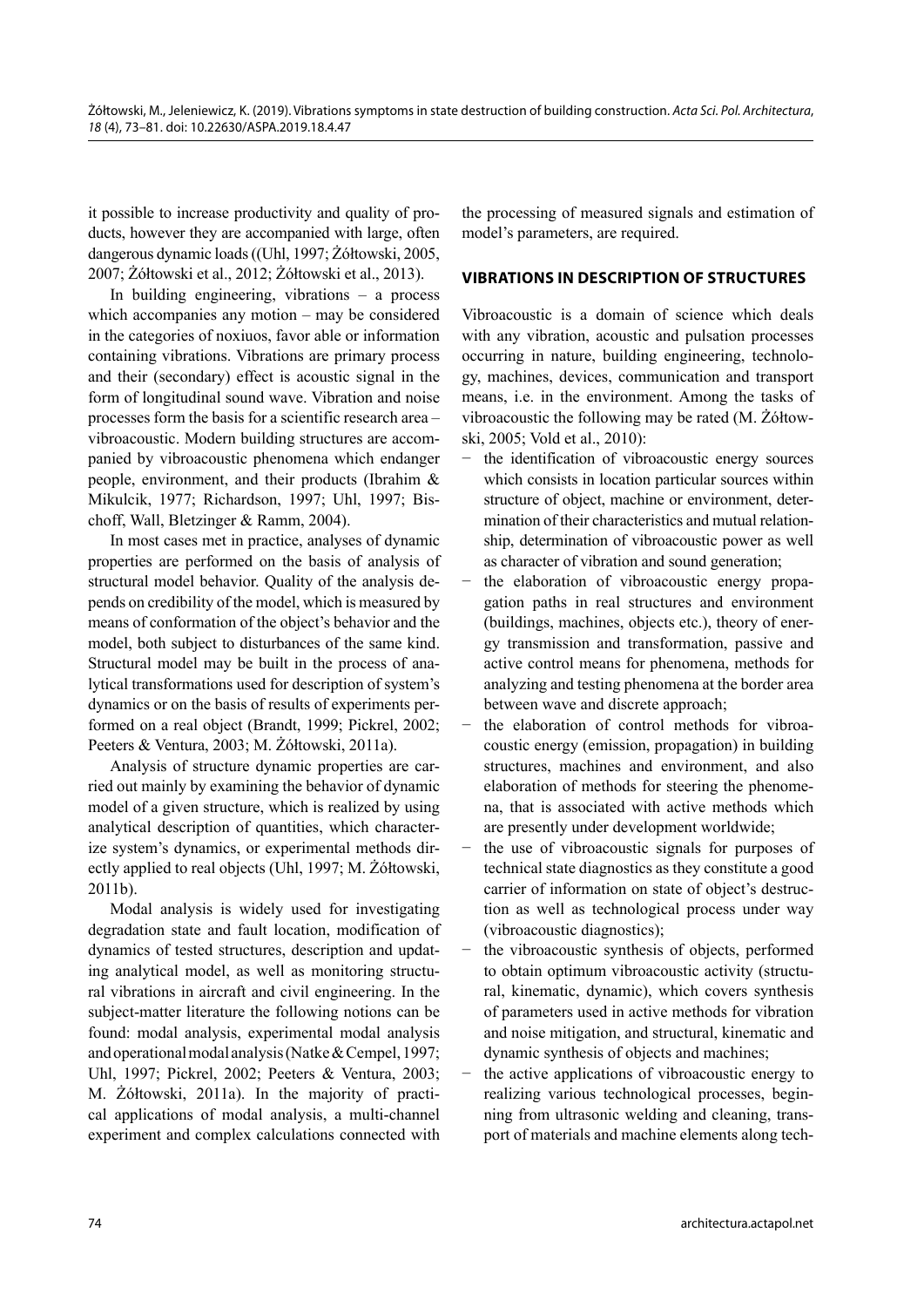it possible to increase productivity and quality of products, however they are accompanied with large, often dangerous dynamic loads ((Uhl, 1997; Żółtowski, 2005, 2007; Żółtowski et al., 2012; Żółtowski et al., 2013).

In building engineering, vibrations – a process which accompanies any motion – may be considered in the categories of noxiuos, favor able or information containing vibrations. Vibrations are primary process and their (secondary) effect is acoustic signal in the form of longitudinal sound wave. Vibration and noise processes form the basis for a scientific research area – vibroacoustic. Modern building structures are accompanied by vibroacoustic phenomena which endanger people, environment, and their products (Ibrahim & Mikulcik, 1977; Richardson, 1997; Uhl, 1997; Bischoff, Wall, Bletzinger & Ramm, 2004).

In most cases met in practice, analyses of dynamic properties are performed on the basis of analysis of structural model behavior. Quality of the analysis depends on credibility of the model, which is measured by means of conformation of the object's behavior and the model, both subject to disturbances of the same kind. Structural model may be built in the process of analytical transformations used for description of system's dynamics or on the basis of results of experiments performed on a real object (Brandt, 1999; Pickrel, 2002; Peeters & Ventura, 2003; M. Żółtowski, 2011a).

Analysis of structure dynamic properties are carried out mainly by examining the behavior of dynamic model of a given structure, which is realized by using analytical description of quantities, which characterize system's dynamics, or experimental methods directly applied to real objects (Uhl, 1997; M. Żółtowski, 2011b).

Modal analysis is widely used for investigating degradation state and fault location, modification of dynamics of tested structures, description and updating analytical model, as well as monitoring structural vibrations in aircraft and civil engineering. In the subject-matter literature the following notions can be found: modal analysis, experimental modal analysis and operational modal analysis (Natke & Cempel, 1997; Uhl, 1997; Pickrel, 2002; Peeters & Ventura, 2003; M. Żółtowski, 2011a). In the majority of practical applications of modal analysis, a multi-channel experiment and complex calculations connected with the processing of measured signals and estimation of model's parameters, are required.

## VIBRATIONS IN DESCRIPTION OF STRUCTURES

Vibroacoustic is a domain of science which deals with any vibration, acoustic and pulsation processes occurring in nature, building engineering, technology, machines, devices, communication and transport means, i.e. in the environment. Among the tasks of vibroacoustic the following may be rated (M. Żółtowski, 2005; Vold et al., 2010):

- the identification of vibroacoustic energy sources which consists in location particular sources within structure of object, machine or environment, determination of their characteristics and mutual relationship, determination of vibroacoustic power as well as character of vibration and sound generation;
- the elaboration of vibroacoustic energy propagation paths in real structures and environment (buildings, machines, objects etc.), theory of energy transmission and transformation, passive and active control means for phenomena, methods for analyzing and testing phenomena at the border area between wave and discrete approach;
- the elaboration of control methods for vibroacoustic energy (emission, propagation) in building structures, machines and environment, and also elaboration of methods for steering the phenomena, that is associated with active methods which are presently under development worldwide;
- the use of vibroacoustic signals for purposes of technical state diagnostics as they constitute a good carrier of information on state of object's destruction as well as technological process under way (vibroacoustic diagnostics);
- the vibroacoustic synthesis of objects, performed to obtain optimum vibroacoustic activity (structural, kinematic, dynamic), which covers synthesis of parameters used in active methods for vibration and noise mitigation, and structural, kinematic and dynamic synthesis of objects and machines;
- the active applications of vibroacoustic energy to realizing various technological processes, beginning from ultrasonic welding and cleaning, transport of materials and machine elements along tech-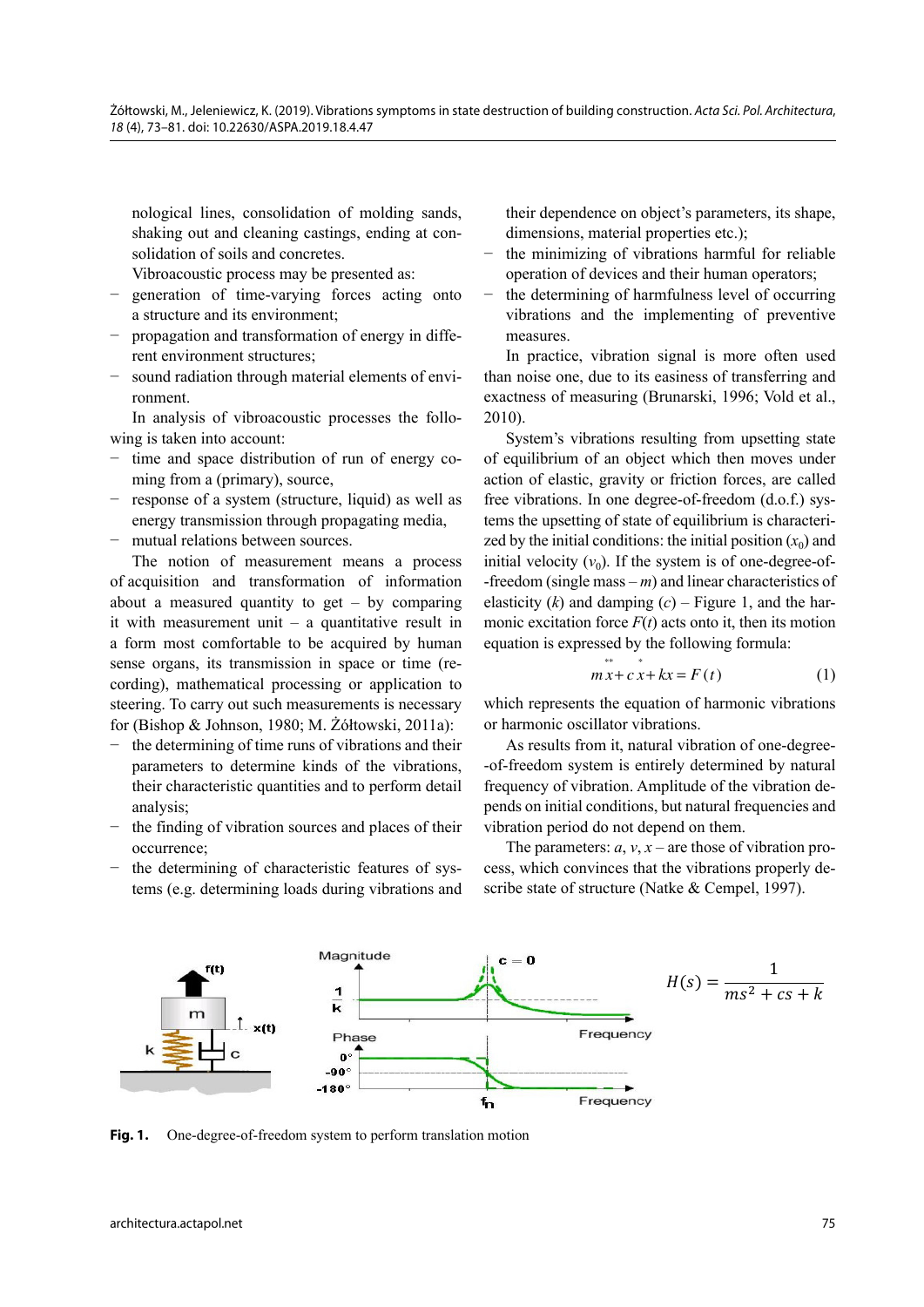nological lines, consolidation of molding sands, shaking out and cleaning castings, ending at consolidation of soils and concretes.

Vibroacoustic process may be presented as:

- generation of time-varying forces acting onto a structure and its environment;
- propagation and transformation of energy in different environment structures;
- sound radiation through material elements of environment.

In analysis of vibroacoustic processes the following is taken into account:

- time and space distribution of run of energy coming from a (primary), source,
- response of a system (structure, liquid) as well as energy transmission through propagating media,
- mutual relations between sources.

The notion of measurement means a process of acquisition and transformation of information about a measured quantity to get – by comparing it with measurement unit – a quantitative result in a form most comfortable to be acquired by human sense organs, its transmission in space or time (recording), mathematical processing or application to steering. To carry out such measurements is necessary for (Bishop & Johnson, 1980; M. Żółtowski, 2011a):

- the determining of time runs of vibrations and their parameters to determine kinds of the vibrations, their characteristic quantities and to perform detail analysis;
- the finding of vibration sources and places of their occurrence;
- the determining of characteristic features of systems (e.g. determining loads during vibrations and their dependence on object's parameters, its shape, dimensions, material properties etc.);
- the minimizing of vibrations harmful for reliable operation of devices and their human operators;
- the determining of harmfulness level of occurring vibrations and the implementing of preventive measures.

In practice, vibration signal is more often used than noise one, due to its easiness of transferring and exactness of measuring (Brunarski, 1996; Vold et al., 2010).

System's vibrations resulting from upsetting state of equilibrium of an object which then moves under action of elastic, gravity or friction forces, are called free vibrations. In one degree-of-freedom (d.o.f.) systems the upsetting of state of equilibrium is characterized by the initial conditions: the initial position ($x_0$) and initial velocity ($v_0$). If the system is of one-degree-of-freedom (single mass – $m$) and linear characteristics of elasticity ($k$) and damping ($c$) – Figure 1, and the harmonic excitation force $F(t)$ acts onto it, then its motion equation is expressed by the following formula:

$$m\ddot{x} + c\dot{x} + kx = F(t) \tag{1}$$

which represents the equation of harmonic vibrations or harmonic oscillator vibrations.

As results from it, natural vibration of one-degree-of-freedom system is entirely determined by natural frequency of vibration. Amplitude of the vibration depends on initial conditions, but natural frequencies and vibration period do not depend on them.

The parameters: $a$, $v$, $x$ – are those of vibration process, which convinces that the vibrations properly describe state of structure (Natke & Cempel, 1997).

$$H(s) = \frac{1}{ms^2 + cs + k}$$

**Fig. 1.** One-degree-of-freedom system to perform translation motion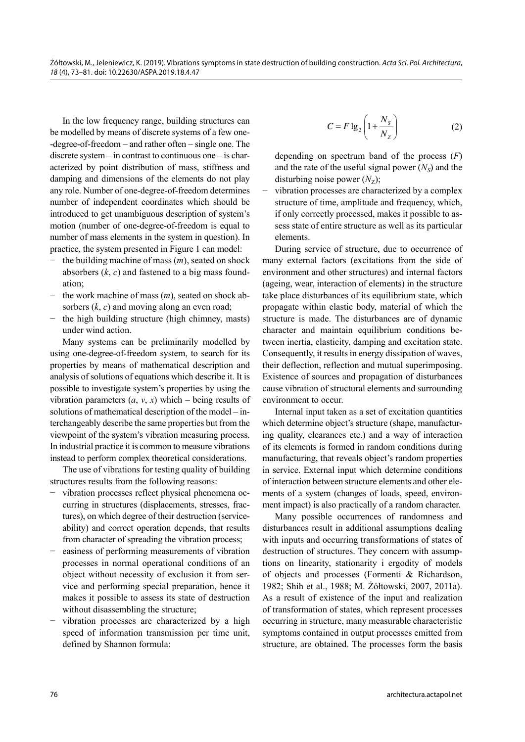In the low frequency range, building structures can be modelled by means of discrete systems of a few one-degree-of-freedom – and rather often – single one. The discrete system – in contrast to continuous one – is characterized by point distribution of mass, stiffness and damping and dimensions of the elements do not play any role. Number of one-degree-of-freedom determines number of independent coordinates which should be introduced to get unambiguous description of system's motion (number of one-degree-of-freedom is equal to number of mass elements in the system in question). In practice, the system presented in Figure 1 can model:

- the building machine of mass ($m$), seated on shock absorbers ($k$, $c$) and fastened to a big mass foundation;
- the work machine of mass ($m$), seated on shock absorbers ($k$, $c$) and moving along an even road;
- the high building structure (high chimney, masts) under wind action.

Many systems can be preliminarily modelled by using one-degree-of-freedom system, to search for its properties by means of mathematical description and analysis of solutions of equations which describe it. It is possible to investigate system's properties by using the vibration parameters ($a$, $v$, $x$) which – being results of solutions of mathematical description of the model – interchangeably describe the same properties but from the viewpoint of the system's vibration measuring process. In industrial practice it is common to measure vibrations instead to perform complex theoretical considerations.

The use of vibrations for testing quality of building structures results from the following reasons:

- vibration processes reflect physical phenomena occurring in structures (displacements, stresses, fractures), on which degree of their destruction (serviceability) and correct operation depends, that results from character of spreading the vibration process;
- easiness of performing measurements of vibration processes in normal operational conditions of an object without necessity of exclusion it from service and performing special preparation, hence it makes it possible to assess its state of destruction without disassembling the structure;
- vibration processes are characterized by a high speed of information transmission per time unit, defined by Shannon formula:

$$C = F \lg_2 \left( 1 + \frac{N_S}{N_Z} \right) \tag{2}$$

depending on spectrum band of the process ($F$) and the rate of the useful signal power ($N_S$) and the disturbing noise power ($N_Z$);

- vibration processes are characterized by a complex structure of time, amplitude and frequency, which, if only correctly processed, makes it possible to assess state of entire structure as well as its particular elements.

During service of structure, due to occurrence of many external factors (excitations from the side of environment and other structures) and internal factors (ageing, wear, interaction of elements) in the structure take place disturbances of its equilibrium state, which propagate within elastic body, material of which the structure is made. The disturbances are of dynamic character and maintain equilibrium conditions between inertia, elasticity, damping and excitation state. Consequently, it results in energy dissipation of waves, their deflection, reflection and mutual superimposing. Existence of sources and propagation of disturbances cause vibration of structural elements and surrounding environment to occur.

Internal input taken as a set of excitation quantities which determine object's structure (shape, manufacturing quality, clearances etc.) and a way of interaction of its elements is formed in random conditions during manufacturing, that reveals object's random properties in service. External input which determine conditions of interaction between structure elements and other elements of a system (changes of loads, speed, environment impact) is also practically of a random character.

Many possible occurrences of randomness and disturbances result in additional assumptions dealing with inputs and occurring transformations of states of destruction of structures. They concern with assumptions on linearity, stationarity i ergodity of models of objects and processes (Formenti & Richardson, 1982; Shih et al., 1988; M. Żółtowski, 2007, 2011a). As a result of existence of the input and realization of transformation of states, which represent processes occurring in structure, many measurable characteristic symptoms contained in output processes emitted from structure, are obtained. The processes form the basis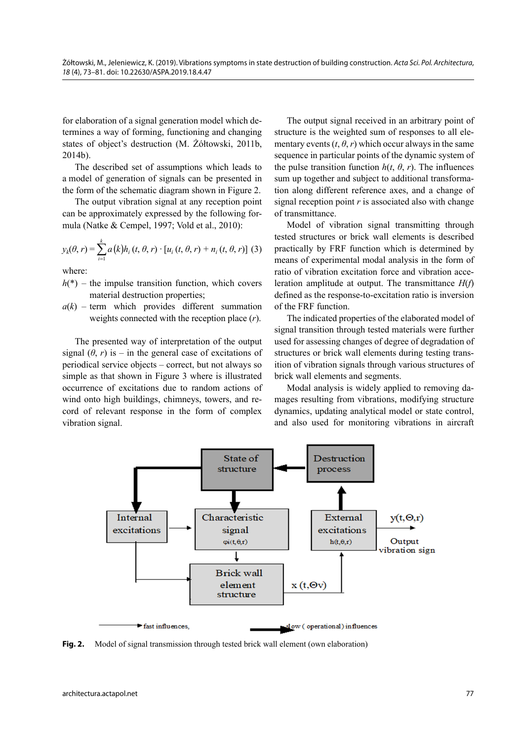for elaboration of a signal generation model which determines a way of forming, functioning and changing states of object's destruction (M. Żółtowski, 2011b, 2014b).

The described set of assumptions which leads to a model of generation of signals can be presented in the form of the schematic diagram shown in Figure 2.

The output vibration signal at any reception point can be approximately expressed by the following formula (Natke & Cempel, 1997; Vold et al., 2010):

$$y_k(\theta, r) = \sum_{i=1}^{k} a(k) h_i(t, \theta, r) \cdot [u_i(t, \theta, r) + n_i(t, \theta, r)] \quad (3)$$

where:

$h(*)$ – the impulse transition function, which covers material destruction properties;

$a(k)$ – term which provides different summation weights connected with the reception place ($r$).

The presented way of interpretation of the output signal ($\theta$, $r$) is – in the general case of excitations of periodical service objects – correct, but not always so simple as that shown in Figure 3 where is illustrated occurrence of excitations due to random actions of wind onto high buildings, chimneys, towers, and record of relevant response in the form of complex vibration signal.

The output signal received in an arbitrary point of structure is the weighted sum of responses to all elementary events ($t$, $\theta$, $r$) which occur always in the same sequence in particular points of the dynamic system of the pulse transition function $h(t, \theta, r)$. The influences sum up together and subject to additional transformation along different reference axes, and a change of signal reception point $r$ is associated also with change of transmittance.

Model of vibration signal transmitting through tested structures or brick wall elements is described practically by FRF function which is determined by means of experimental modal analysis in the form of ratio of vibration excitation force and vibration acceleration amplitude at output. The transmittance $H(f)$ defined as the response-to-excitation ratio is inversion of the FRF function.

The indicated properties of the elaborated model of signal transition through tested materials were further used for assessing changes of degree of degradation of structures or brick wall elements during testing transition of vibration signals through various structures of brick wall elements and segments.

Modal analysis is widely applied to removing damages resulting from vibrations, modifying structure dynamics, updating analytical model or state control, and also used for monitoring vibrations in aircraft

**Fig. 2.** Model of signal transmission through tested brick wall element (own elaboration)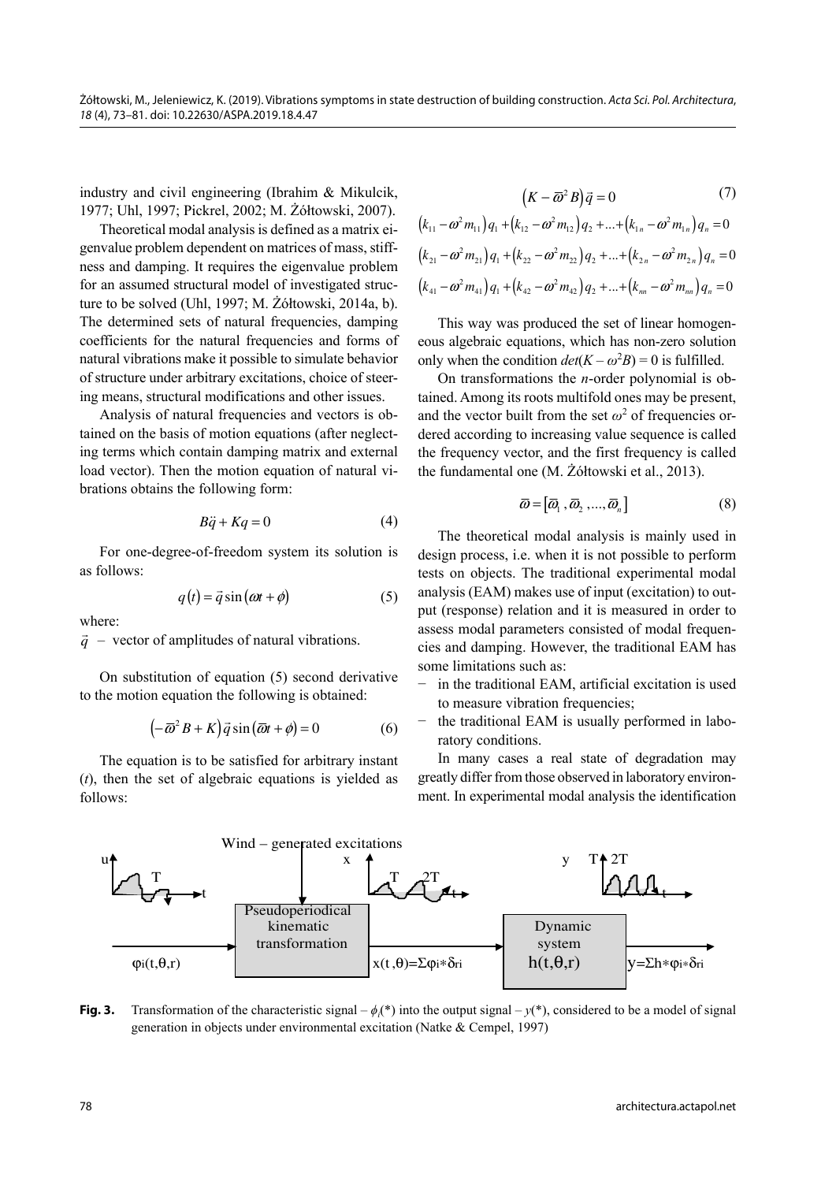industry and civil engineering (Ibrahim & Mikulcik, 1977; Uhl, 1997; Pickrel, 2002; M. Żółtowski, 2007).

Theoretical modal analysis is defined as a matrix eigenvalue problem dependent on matrices of mass, stiffness and damping. It requires the eigenvalue problem for an assumed structural model of investigated structure to be solved (Uhl, 1997; M. Żółtowski, 2014a, b). The determined sets of natural frequencies, damping coefficients for the natural frequencies and forms of natural vibrations make it possible to simulate behavior of structure under arbitrary excitations, choice of steering means, structural modifications and other issues.

Analysis of natural frequencies and vectors is obtained on the basis of motion equations (after neglecting terms which contain damping matrix and external load vector). Then the motion equation of natural vibrations obtains the following form:

$$B\ddot{q} + Kq = 0 \tag{4}$$

For one-degree-of-freedom system its solution is as follows:

$$q(t) = \vec{q}\sin(\omega t + \phi) \tag{5}$$

where:

$\vec{q}$ – vector of amplitudes of natural vibrations.

On substitution of equation (5) second derivative to the motion equation the following is obtained:

$$\left(-\varpi^2 B + K\right)\vec{q}\sin(\varpi t + \phi) = 0 \tag{6}$$

The equation is to be satisfied for arbitrary instant ($t$), then the set of algebraic equations is yielded as follows:

$$\left(K - \varpi^2 B\right)\vec{q} = 0 \tag{7}$$

$$\left(k_{11} - \omega^2 m_{11}\right)q_1 + \left(k_{12} - \omega^2 m_{12}\right)q_2 + \ldots + \left(k_{1n} - \omega^2 m_{1n}\right)q_n = 0$$

$$\left(k_{21} - \omega^2 m_{21}\right)q_1 + \left(k_{22} - \omega^2 m_{22}\right)q_2 + \ldots + \left(k_{2n} - \omega^2 m_{2n}\right)q_n = 0$$

$$\left(k_{41} - \omega^2 m_{41}\right)q_1 + \left(k_{42} - \omega^2 m_{42}\right)q_2 + \ldots + \left(k_{nn} - \omega^2 m_{nn}\right)q_n = 0$$

This way was produced the set of linear homogeneous algebraic equations, which has non-zero solution only when the condition $det(K - \omega^2 B) = 0$ is fulfilled.

On transformations the $n$-order polynomial is obtained. Among its roots multifold ones may be present, and the vector built from the set $\omega^2$ of frequencies ordered according to increasing value sequence is called the frequency vector, and the first frequency is called the fundamental one (M. Żółtowski et al., 2013).

$$\varpi = \left[\varpi_1, \varpi_2, \ldots, \varpi_n\right] \tag{8}$$

The theoretical modal analysis is mainly used in design process, i.e. when it is not possible to perform tests on objects. The traditional experimental modal analysis (EAM) makes use of input (excitation) to output (response) relation and it is measured in order to assess modal parameters consisted of modal frequencies and damping. However, the traditional EAM has some limitations such as:

- in the traditional EAM, artificial excitation is used to measure vibration frequencies;
- the traditional EAM is usually performed in laboratory conditions.

In many cases a real state of degradation may greatly differ from those observed in laboratory environment. In experimental modal analysis the identification

**Fig. 3.** Transformation of the characteristic signal – $\phi_i(*)$ into the output signal – $y(*)$, considered to be a model of signal generation in objects under environmental excitation (Natke & Cempel, 1997)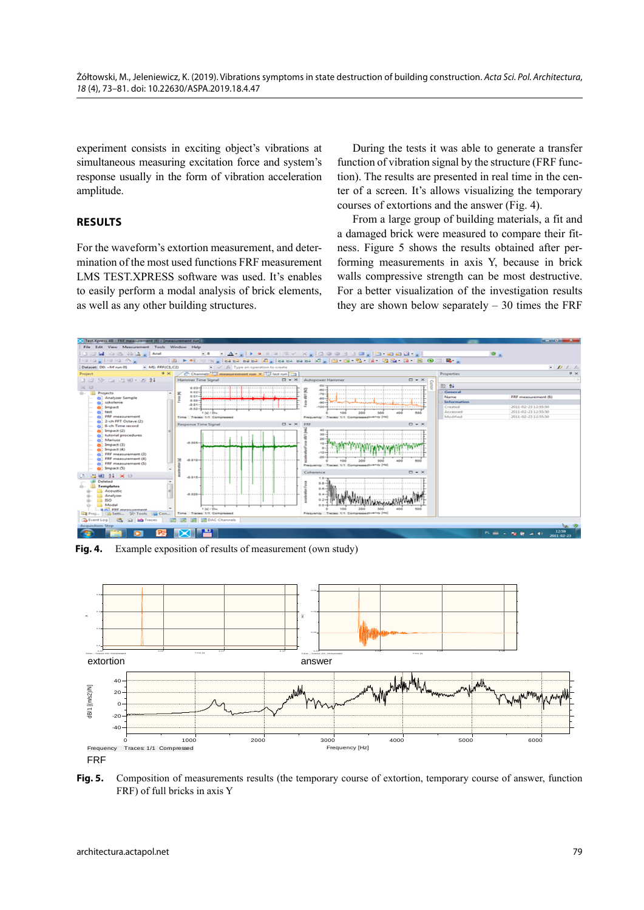experiment consists in exciting object's vibrations at simultaneous measuring excitation force and system's response usually in the form of vibration acceleration amplitude.

## RESULTS

For the waveform's extortion measurement, and determination of the most used functions FRF measurement LMS TEST.XPRESS software was used. It's enables to easily perform a modal analysis of brick elements, as well as any other building structures.

During the tests it was able to generate a transfer function of vibration signal by the structure (FRF function). The results are presented in real time in the center of a screen. It's allows visualizing the temporary courses of extortions and the answer (Fig. 4).

From a large group of building materials, a fit and a damaged brick were measured to compare their fitness. Figure 5 shows the results obtained after performing measurements in axis Y, because in brick walls compressive strength can be most destructive. For a better visualization of the investigation results they are shown below separately – 30 times the FRF

**Fig. 4.** Example exposition of results of measurement (own study)

**Fig. 5.** Composition of measurements results (the temporary course of extortion, temporary course of answer, function FRF) of full bricks in axis Y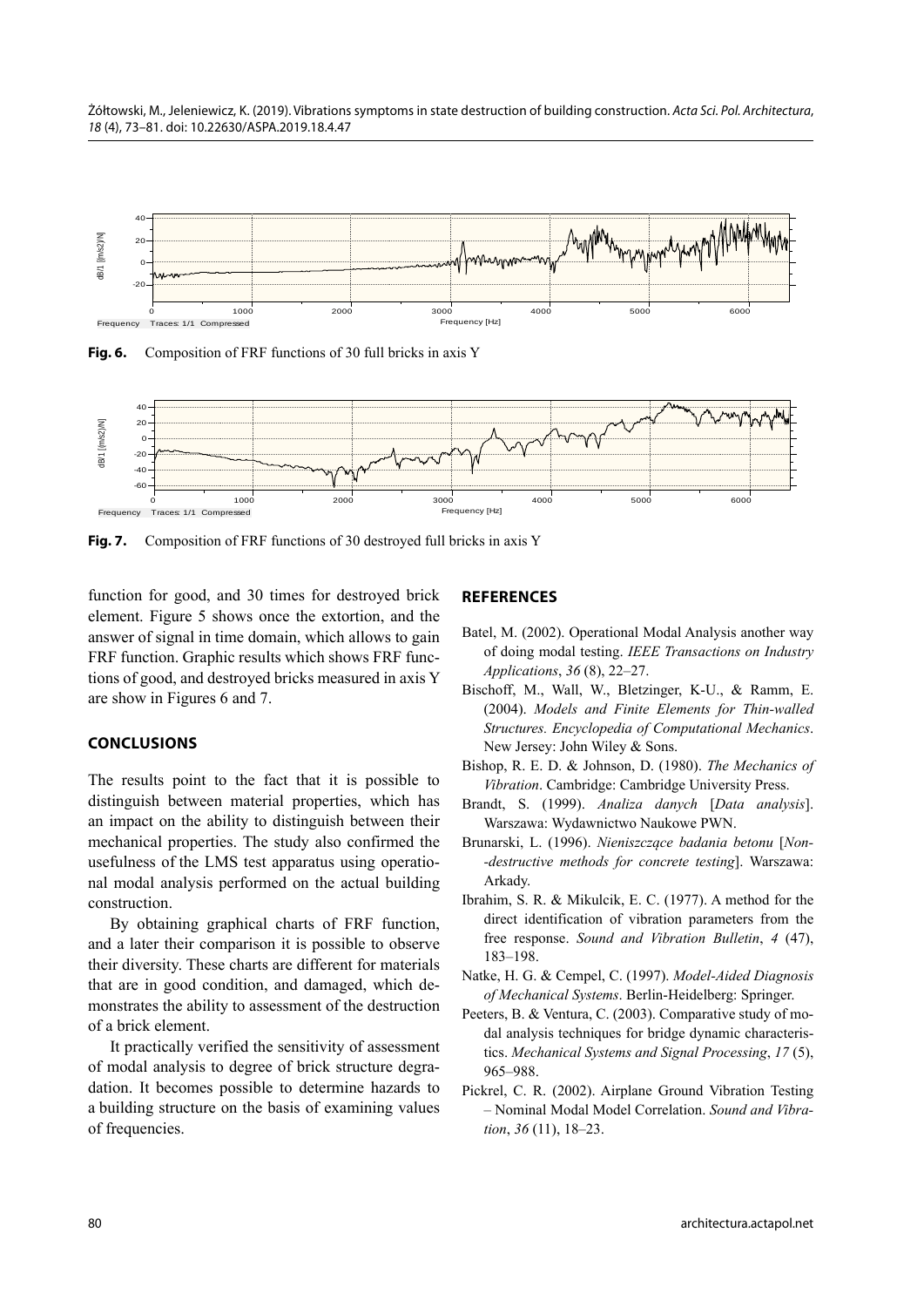Fig. 6. Composition of FRF functions of 30 full bricks in axis Y

Fig. 7. Composition of FRF functions of 30 destroyed full bricks in axis Y

function for good, and 30 times for destroyed brick element. Figure 5 shows once the extortion, and the answer of signal in time domain, which allows to gain FRF function. Graphic results which shows FRF functions of good, and destroyed bricks measured in axis Y are show in Figures 6 and 7.

## CONCLUSIONS

The results point to the fact that it is possible to distinguish between material properties, which has an impact on the ability to distinguish between their mechanical properties. The study also confirmed the usefulness of the LMS test apparatus using operational modal analysis performed on the actual building construction.

By obtaining graphical charts of FRF function, and a later their comparison it is possible to observe their diversity. These charts are different for materials that are in good condition, and damaged, which demonstrates the ability to assessment of the destruction of a brick element.

It practically verified the sensitivity of assessment of modal analysis to degree of brick structure degradation. It becomes possible to determine hazards to a building structure on the basis of examining values of frequencies.

## REFERENCES

Batel, M. (2002). Operational Modal Analysis another way of doing modal testing. *IEEE Transactions on Industry Applications*, *36* (8), 22–27.

Bischoff, M., Wall, W., Bletzinger, K-U., & Ramm, E. (2004). *Models and Finite Elements for Thin-walled Structures. Encyclopedia of Computational Mechanics*. New Jersey: John Wiley & Sons.

Bishop, R. E. D. & Johnson, D. (1980). *The Mechanics of Vibration*. Cambridge: Cambridge University Press.

Brandt, S. (1999). *Analiza danych* [*Data analysis*]. Warszawa: Wydawnictwo Naukowe PWN.

Brunarski, L. (1996). *Nieniszczące badania betonu* [*Non-destructive methods for concrete testing*]. Warszawa: Arkady.

Ibrahim, S. R. & Mikulcik, E. C. (1977). A method for the direct identification of vibration parameters from the free response. *Sound and Vibration Bulletin*, *4* (47), 183–198.

Natke, H. G. & Cempel, C. (1997). *Model-Aided Diagnosis of Mechanical Systems*. Berlin-Heidelberg: Springer.

Peeters, B. & Ventura, C. (2003). Comparative study of modal analysis techniques for bridge dynamic characteristics. *Mechanical Systems and Signal Processing*, *17* (5), 965–988.

Pickrel, C. R. (2002). Airplane Ground Vibration Testing – Nominal Modal Model Correlation. *Sound and Vibration*, *36* (11), 18–23.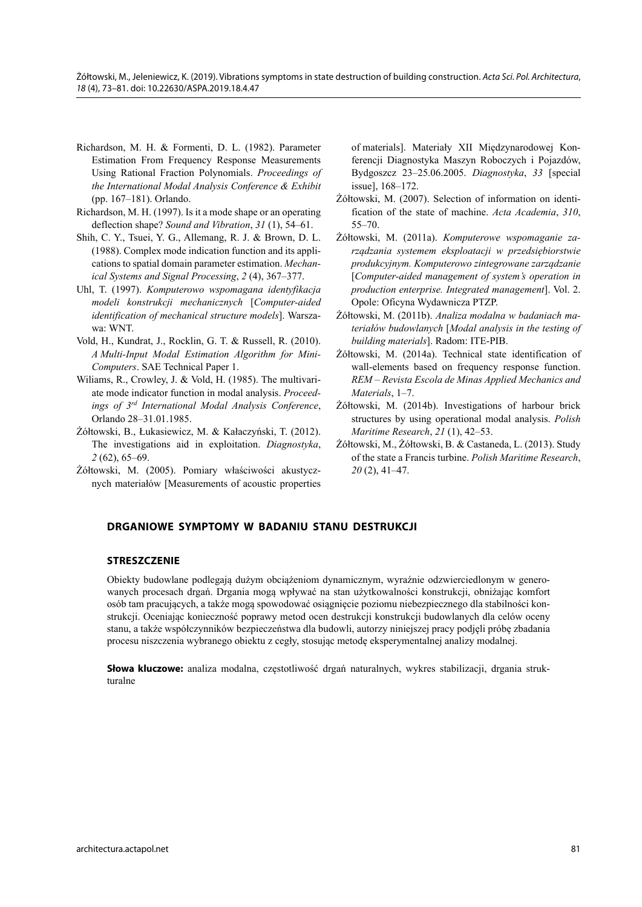Richardson, M. H. & Formenti, D. L. (1982). Parameter Estimation From Frequency Response Measurements Using Rational Fraction Polynomials. *Proceedings of the International Modal Analysis Conference & Exhibit* (pp. 167–181). Orlando.

Richardson, M. H. (1997). Is it a mode shape or an operating deflection shape? *Sound and Vibration*, *31* (1), 54–61.

Shih, C. Y., Tsuei, Y. G., Allemang, R. J. & Brown, D. L. (1988). Complex mode indication function and its applications to spatial domain parameter estimation. *Mechanical Systems and Signal Processing*, *2* (4), 367–377.

Uhl, T. (1997). *Komputerowo wspomagana identyfikacja modeli konstrukcji mechanicznych* [*Computer-aided identification of mechanical structure models*]. Warszawa: WNT.

Vold, H., Kundrat, J., Rocklin, G. T. & Russell, R. (2010). *A Multi-Input Modal Estimation Algorithm for Mini-Computers*. SAE Technical Paper 1.

Wiliams, R., Crowley, J. & Vold, H. (1985). The multivariate mode indicator function in modal analysis. *Proceedings of 3rd International Modal Analysis Conference*, Orlando 28–31.01.1985.

Żółtowski, B., Łukasiewicz, M. & Kałaczyński, T. (2012). The investigations aid in exploitation. *Diagnostyka*, *2* (62), 65–69.

Żółtowski, M. (2005). Pomiary właściwości akustycznych materiałów [Measurements of acoustic properties of materials]. Materiały XII Międzynarodowej Konferencji Diagnostyka Maszyn Roboczych i Pojazdów, Bydgoszcz 23–25.06.2005. *Diagnostyka*, *33* [special issue], 168–172.

Żółtowski, M. (2007). Selection of information on identification of the state of machine. *Acta Academia*, *310*, 55–70.

Żółtowski, M. (2011a). *Komputerowe wspomaganie zarządzania systemem eksploatacji w przedsiębiorstwie produkcyjnym. Komputerowo zintegrowane zarządzanie* [*Computer-aided management of system's operation in production enterprise. Integrated management*]. Vol. 2. Opole: Oficyna Wydawnicza PTZP.

Żółtowski, M. (2011b). *Analiza modalna w badaniach materiałów budowlanych* [*Modal analysis in the testing of building materials*]. Radom: ITE-PIB.

Żółtowski, M. (2014a). Technical state identification of wall-elements based on frequency response function. *REM – Revista Escola de Minas Applied Mechanics and Materials*, 1–7.

Żółtowski, M. (2014b). Investigations of harbour brick structures by using operational modal analysis. *Polish Maritime Research*, *21* (1), 42–53.

Żółtowski, M., Żółtowski, B. & Castaneda, L. (2013). Study of the state a Francis turbine. *Polish Maritime Research*, *20* (2), 41–47.

## DRGANIOWE SYMPTOMY W BADANIU STANU DESTRUKCJI

### STRESZCZENIE

Obiekty budowlane podlegają dużym obciążeniom dynamicznym, wyraźnie odzwierciedlonym w generowanych procesach drgań. Drgania mogą wpływać na stan użytkowalności konstrukcji, obniżając komfort osób tam pracujących, a także mogą spowodować osiągnięcie poziomu niebezpiecznego dla stabilności konstrukcji. Oceniając konieczność poprawy metod ocen destrukcji konstrukcji budowlanych dla celów oceny stanu, a także współczynników bezpieczeństwa dla budowli, autorzy niniejszej pracy podjęli próbę zbadania procesu niszczenia wybranego obiektu z cegły, stosując metodę eksperymentalnej analizy modalnej.

**Słowa kluczowe:** analiza modalna, częstotliwość drgań naturalnych, wykres stabilizacji, drgania strukturalne